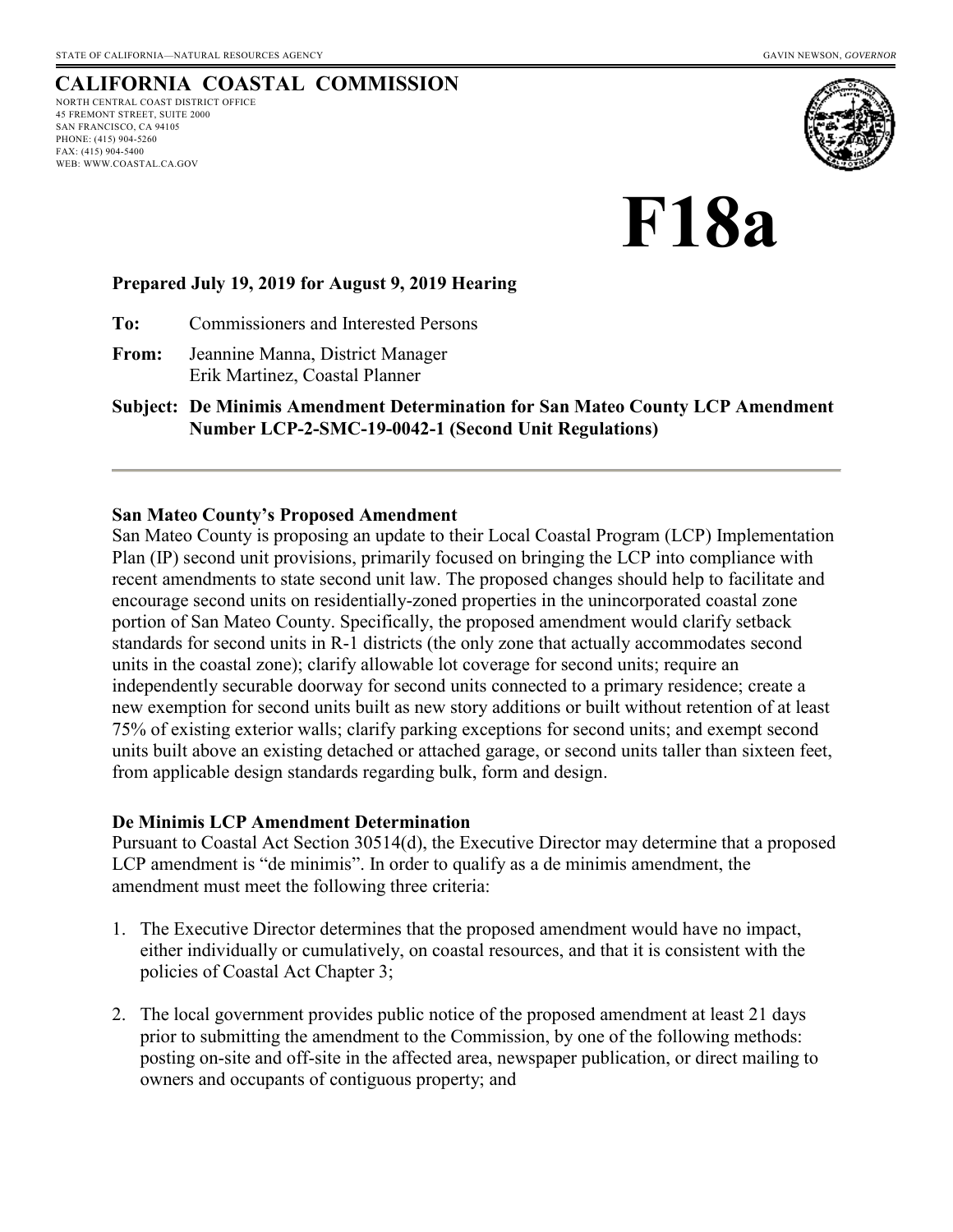STATE OF CALIFORNIA—NATURAL RESOURCES AGENCY GAVIN NEWSON, *GOVERNOR*

# CALIFORNIA COASTAL COMMISSION

NORTH CENTRAL COAST DISTRICT OFFICE
45 FREMONT STREET, SUITE 2000
SAN FRANCISCO, CA 94105
PHONE: (415) 904-5260
FAX: (415) 904-5400
WEB: WWW.COASTAL.CA.GOV

# F18a

**Prepared July 19, 2019 for August 9, 2019 Hearing**

**To:** Commissioners and Interested Persons

**From:** Jeannine Manna, District Manager
Erik Martinez, Coastal Planner

**Subject: De Minimis Amendment Determination for San Mateo County LCP Amendment Number LCP-2-SMC-19-0042-1 (Second Unit Regulations)**

---

### San Mateo County's Proposed Amendment

San Mateo County is proposing an update to their Local Coastal Program (LCP) Implementation Plan (IP) second unit provisions, primarily focused on bringing the LCP into compliance with recent amendments to state second unit law. The proposed changes should help to facilitate and encourage second units on residentially-zoned properties in the unincorporated coastal zone portion of San Mateo County. Specifically, the proposed amendment would clarify setback standards for second units in R-1 districts (the only zone that actually accommodates second units in the coastal zone); clarify allowable lot coverage for second units; require an independently securable doorway for second units connected to a primary residence; create a new exemption for second units built as new story additions or built without retention of at least 75% of existing exterior walls; clarify parking exceptions for second units; and exempt second units built above an existing detached or attached garage, or second units taller than sixteen feet, from applicable design standards regarding bulk, form and design.

### De Minimis LCP Amendment Determination

Pursuant to Coastal Act Section 30514(d), the Executive Director may determine that a proposed LCP amendment is "de minimis". In order to qualify as a de minimis amendment, the amendment must meet the following three criteria:

1. The Executive Director determines that the proposed amendment would have no impact, either individually or cumulatively, on coastal resources, and that it is consistent with the policies of Coastal Act Chapter 3;

2. The local government provides public notice of the proposed amendment at least 21 days prior to submitting the amendment to the Commission, by one of the following methods: posting on-site and off-site in the affected area, newspaper publication, or direct mailing to owners and occupants of contiguous property; and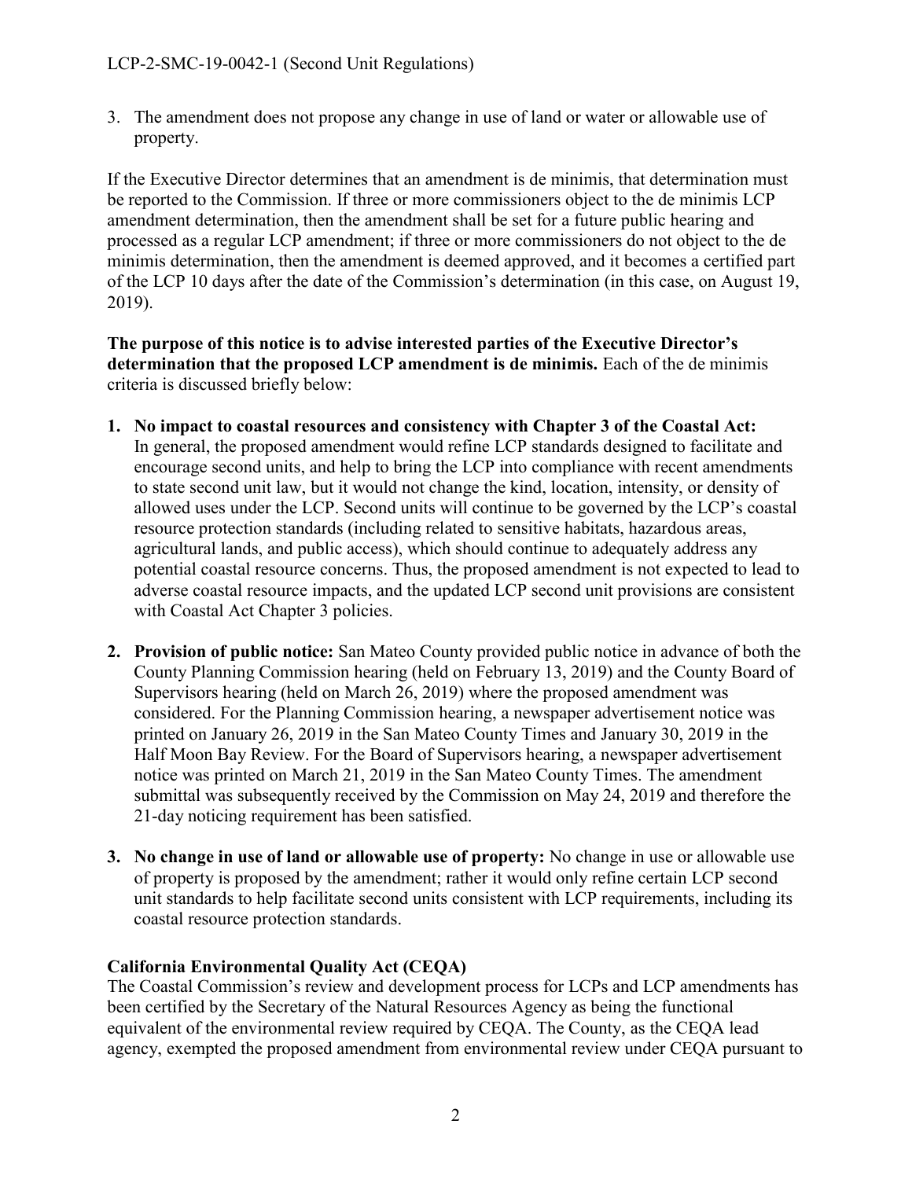3. The amendment does not propose any change in use of land or water or allowable use of property.

If the Executive Director determines that an amendment is de minimis, that determination must be reported to the Commission. If three or more commissioners object to the de minimis LCP amendment determination, then the amendment shall be set for a future public hearing and processed as a regular LCP amendment; if three or more commissioners do not object to the de minimis determination, then the amendment is deemed approved, and it becomes a certified part of the LCP 10 days after the date of the Commission's determination (in this case, on August 19, 2019).

**The purpose of this notice is to advise interested parties of the Executive Director's determination that the proposed LCP amendment is de minimis.** Each of the de minimis criteria is discussed briefly below:

1. **No impact to coastal resources and consistency with Chapter 3 of the Coastal Act:** In general, the proposed amendment would refine LCP standards designed to facilitate and encourage second units, and help to bring the LCP into compliance with recent amendments to state second unit law, but it would not change the kind, location, intensity, or density of allowed uses under the LCP. Second units will continue to be governed by the LCP's coastal resource protection standards (including related to sensitive habitats, hazardous areas, agricultural lands, and public access), which should continue to adequately address any potential coastal resource concerns. Thus, the proposed amendment is not expected to lead to adverse coastal resource impacts, and the updated LCP second unit provisions are consistent with Coastal Act Chapter 3 policies.

2. **Provision of public notice:** San Mateo County provided public notice in advance of both the County Planning Commission hearing (held on February 13, 2019) and the County Board of Supervisors hearing (held on March 26, 2019) where the proposed amendment was considered. For the Planning Commission hearing, a newspaper advertisement notice was printed on January 26, 2019 in the San Mateo County Times and January 30, 2019 in the Half Moon Bay Review. For the Board of Supervisors hearing, a newspaper advertisement notice was printed on March 21, 2019 in the San Mateo County Times. The amendment submittal was subsequently received by the Commission on May 24, 2019 and therefore the 21-day noticing requirement has been satisfied.

3. **No change in use of land or allowable use of property:** No change in use or allowable use of property is proposed by the amendment; rather it would only refine certain LCP second unit standards to help facilitate second units consistent with LCP requirements, including its coastal resource protection standards.

## California Environmental Quality Act (CEQA)

The Coastal Commission's review and development process for LCPs and LCP amendments has been certified by the Secretary of the Natural Resources Agency as being the functional equivalent of the environmental review required by CEQA. The County, as the CEQA lead agency, exempted the proposed amendment from environmental review under CEQA pursuant to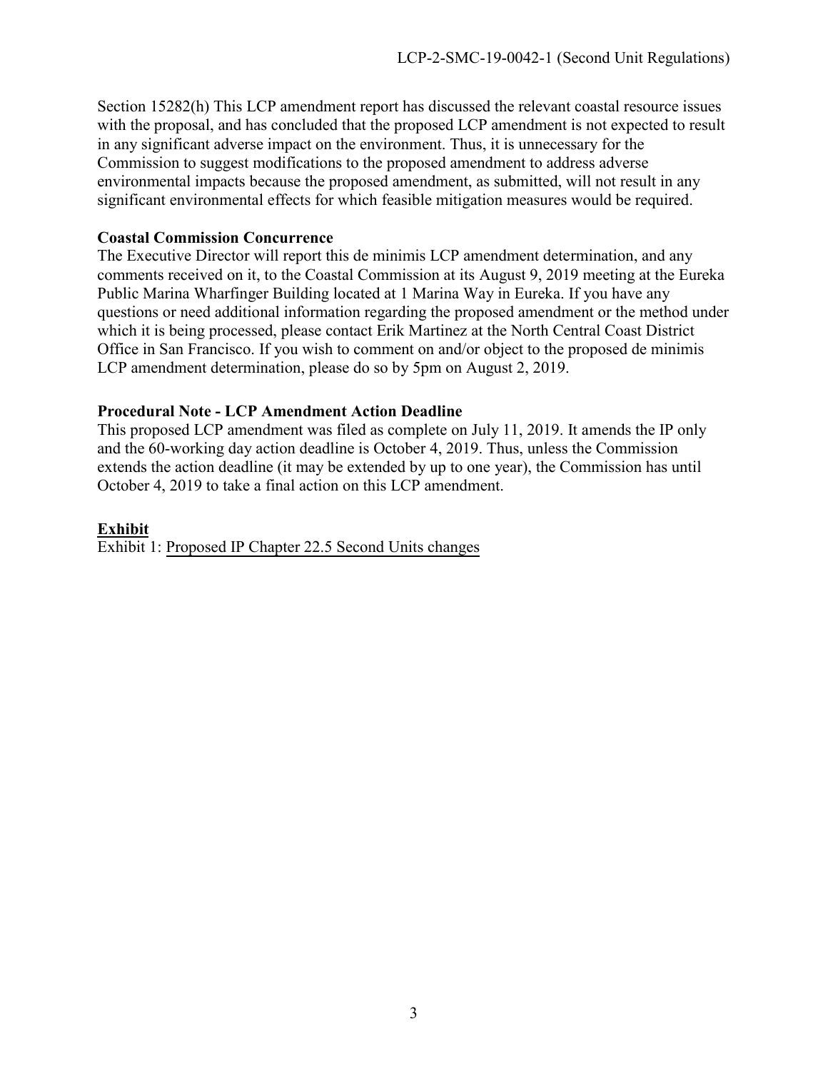Section 15282(h) This LCP amendment report has discussed the relevant coastal resource issues with the proposal, and has concluded that the proposed LCP amendment is not expected to result in any significant adverse impact on the environment. Thus, it is unnecessary for the Commission to suggest modifications to the proposed amendment to address adverse environmental impacts because the proposed amendment, as submitted, will not result in any significant environmental effects for which feasible mitigation measures would be required.

**Coastal Commission Concurrence**

The Executive Director will report this de minimis LCP amendment determination, and any comments received on it, to the Coastal Commission at its August 9, 2019 meeting at the Eureka Public Marina Wharfinger Building located at 1 Marina Way in Eureka. If you have any questions or need additional information regarding the proposed amendment or the method under which it is being processed, please contact Erik Martinez at the North Central Coast District Office in San Francisco. If you wish to comment on and/or object to the proposed de minimis LCP amendment determination, please do so by 5pm on August 2, 2019.

**Procedural Note - LCP Amendment Action Deadline**

This proposed LCP amendment was filed as complete on July 11, 2019. It amends the IP only and the 60-working day action deadline is October 4, 2019. Thus, unless the Commission extends the action deadline (it may be extended by up to one year), the Commission has until October 4, 2019 to take a final action on this LCP amendment.

**Exhibit**

Exhibit 1: Proposed IP Chapter 22.5 Second Units changes